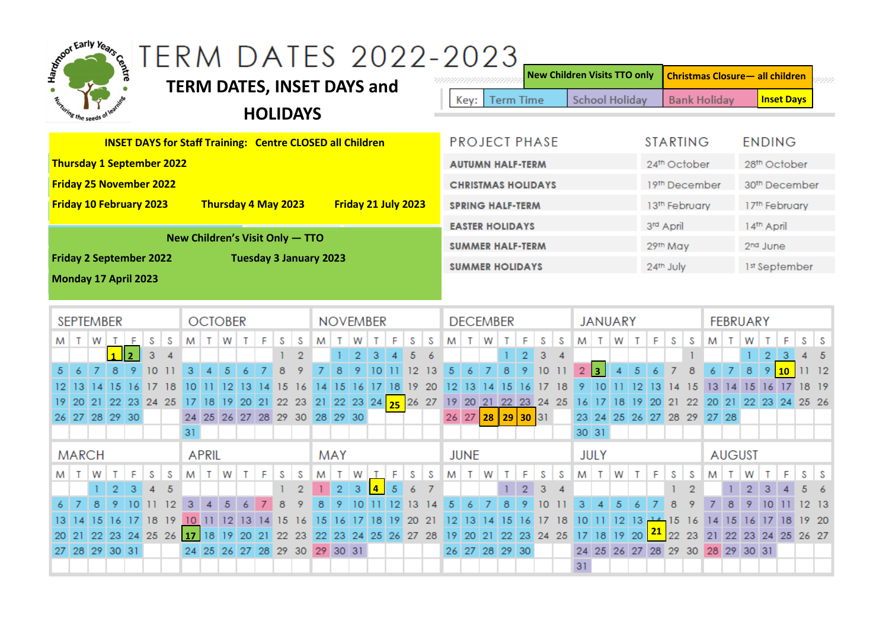Hardmoor Early Years Centre — Nurturing the seeds of learning

# TERM DATES 2022-2023

## TERM DATES, INSET DAYS and HOLIDAYS

Key: Term Time | School Holiday | Bank Holiday | Inset Days | New Children Visits TTO only | Christmas Closure— all children

**INSET DAYS for Staff Training: Centre CLOSED all Children**

**Thursday 1 September 2022**

**Friday 25 November 2022**

**Friday 10 February 2023** **Thursday 4 May 2023** **Friday 21 July 2023**

**New Children's Visit Only — TTO**

**Friday 2 September 2022** **Tuesday 3 January 2023**

**Monday 17 April 2023**

| PROJECT PHASE | STARTING | ENDING |
|---|---|---|
| AUTUMN HALF-TERM | 24th October | 28th October |
| CHRISTMAS HOLIDAYS | 19th December | 30th December |
| SPRING HALF-TERM | 13th February | 17th February |
| EASTER HOLIDAYS | 3rd April | 14th April |
| SUMMER HALF-TERM | 29th May | 2nd June |
| SUMMER HOLIDAYS | 24th July | 1st September |

### SEPTEMBER

| M | T | W | T | F | S | S |
|---|---|---|---|---|---|---|
| | | | 1 | 2 | 3 | 4 |
| 5 | 6 | 7 | 8 | 9 | 10 | 11 |
| 12 | 13 | 14 | 15 | 16 | 17 | 18 |
| 19 | 20 | 21 | 22 | 23 | 24 | 25 |
| 26 | 27 | 28 | 29 | 30 | | |

### OCTOBER

| M | T | W | T | F | S | S |
|---|---|---|---|---|---|---|
| | | | | | 1 | 2 |
| 3 | 4 | 5 | 6 | 7 | 8 | 9 |
| 10 | 11 | 12 | 13 | 14 | 15 | 16 |
| 17 | 18 | 19 | 20 | 21 | 22 | 23 |
| 24 | 25 | 26 | 27 | 28 | 29 | 30 |
| 31 | | | | | | |

### NOVEMBER

| M | T | W | T | F | S | S |
|---|---|---|---|---|---|---|
| | 1 | 2 | 3 | 4 | 5 | 6 |
| 7 | 8 | 9 | 10 | 11 | 12 | 13 |
| 14 | 15 | 16 | 17 | 18 | 19 | 20 |
| 21 | 22 | 23 | 24 | 25 | 26 | 27 |
| 28 | 29 | 30 | | | | |

### DECEMBER

| M | T | W | T | F | S | S |
|---|---|---|---|---|---|---|
| | | | 1 | 2 | 3 | 4 |
| 5 | 6 | 7 | 8 | 9 | 10 | 11 |
| 12 | 13 | 14 | 15 | 16 | 17 | 18 |
| 19 | 20 | 21 | 22 | 23 | 24 | 25 |
| 26 | 27 | 28 | 29 | 30 | 31 | |

### JANUARY

| M | T | W | T | F | S | S |
|---|---|---|---|---|---|---|
| | | | | | | 1 |
| 2 | 3 | 4 | 5 | 6 | 7 | 8 |
| 9 | 10 | 11 | 12 | 13 | 14 | 15 |
| 16 | 17 | 18 | 19 | 20 | 21 | 22 |
| 23 | 24 | 25 | 26 | 27 | 28 | 29 |
| 30 | 31 | | | | | |

### FEBRUARY

| M | T | W | T | F | S | S |
|---|---|---|---|---|---|---|
| | | 1 | 2 | 3 | 4 | 5 |
| 6 | 7 | 8 | 9 | 10 | 11 | 12 |
| 13 | 14 | 15 | 16 | 17 | 18 | 19 |
| 20 | 21 | 22 | 23 | 24 | 25 | 26 |
| 27 | 28 | | | | | |

### MARCH

| M | T | W | T | F | S | S |
|---|---|---|---|---|---|---|
| | | 1 | 2 | 3 | 4 | 5 |
| 6 | 7 | 8 | 9 | 10 | 11 | 12 |
| 13 | 14 | 15 | 16 | 17 | 18 | 19 |
| 20 | 21 | 22 | 23 | 24 | 25 | 26 |
| 27 | 28 | 29 | 30 | 31 | | |

### APRIL

| M | T | W | T | F | S | S |
|---|---|---|---|---|---|---|
| | | | | | 1 | 2 |
| 3 | 4 | 5 | 6 | 7 | 8 | 9 |
| 10 | 11 | 12 | 13 | 14 | 15 | 16 |
| 17 | 18 | 19 | 20 | 21 | 22 | 23 |
| 24 | 25 | 26 | 27 | 28 | 29 | 30 |

### MAY

| M | T | W | T | F | S | S |
|---|---|---|---|---|---|---|
| 1 | 2 | 3 | 4 | 5 | 6 | 7 |
| 8 | 9 | 10 | 11 | 12 | 13 | 14 |
| 15 | 16 | 17 | 18 | 19 | 20 | 21 |
| 22 | 23 | 24 | 25 | 26 | 27 | 28 |
| 29 | 30 | 31 | | | | |

### JUNE

| M | T | W | T | F | S | S |
|---|---|---|---|---|---|---|
| | | | 1 | 2 | 3 | 4 |
| 5 | 6 | 7 | 8 | 9 | 10 | 11 |
| 12 | 13 | 14 | 15 | 16 | 17 | 18 |
| 19 | 20 | 21 | 22 | 23 | 24 | 25 |
| 26 | 27 | 28 | 29 | 30 | | |

### JULY

| M | T | W | T | F | S | S |
|---|---|---|---|---|---|---|
| | | | | | 1 | 2 |
| 3 | 4 | 5 | 6 | 7 | 8 | 9 |
| 10 | 11 | 12 | 13 | 14 | 15 | 16 |
| 17 | 18 | 19 | 20 | 21 | 22 | 23 |
| 24 | 25 | 26 | 27 | 28 | 29 | 30 |
| 31 | | | | | | |

### AUGUST

| M | T | W | T | F | S | S |
|---|---|---|---|---|---|---|
| | 1 | 2 | 3 | 4 | 5 | 6 |
| 7 | 8 | 9 | 10 | 11 | 12 | 13 |
| 14 | 15 | 16 | 17 | 18 | 19 | 20 |
| 21 | 22 | 23 | 24 | 25 | 26 | 27 |
| 28 | 29 | 30 | 31 | | | |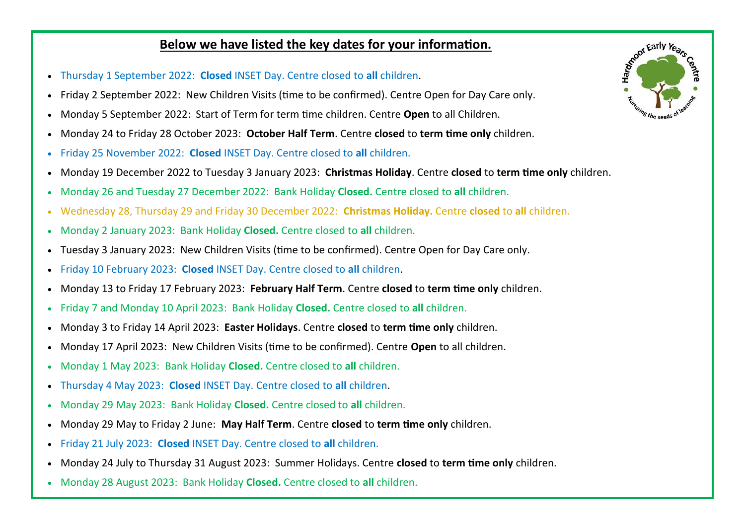**Below we have listed the key dates for your information.**

- Thursday 1 September 2022: **Closed** INSET Day. Centre closed to **all** children.
- Friday 2 September 2022: New Children Visits (time to be confirmed). Centre Open for Day Care only.
- Monday 5 September 2022: Start of Term for term time children. Centre **Open** to all Children.
- Monday 24 to Friday 28 October 2023: **October Half Term**. Centre **closed** to **term time only** children.
- Friday 25 November 2022: **Closed** INSET Day. Centre closed to **all** children.
- Monday 19 December 2022 to Tuesday 3 January 2023: **Christmas Holiday**. Centre **closed** to **term time only** children.
- Monday 26 and Tuesday 27 December 2022: Bank Holiday **Closed.** Centre closed to **all** children.
- Wednesday 28, Thursday 29 and Friday 30 December 2022: **Christmas Holiday.** Centre **closed** to **all** children.
- Monday 2 January 2023: Bank Holiday **Closed.** Centre closed to **all** children.
- Tuesday 3 January 2023: New Children Visits (time to be confirmed). Centre Open for Day Care only.
- Friday 10 February 2023: **Closed** INSET Day. Centre closed to **all** children.
- Monday 13 to Friday 17 February 2023: **February Half Term**. Centre **closed** to **term time only** children.
- Friday 7 and Monday 10 April 2023: Bank Holiday **Closed.** Centre closed to **all** children.
- Monday 3 to Friday 14 April 2023: **Easter Holidays**. Centre **closed** to **term time only** children.
- Monday 17 April 2023: New Children Visits (time to be confirmed). Centre **Open** to all children.
- Monday 1 May 2023: Bank Holiday **Closed.** Centre closed to **all** children.
- Thursday 4 May 2023: **Closed** INSET Day. Centre closed to **all** children.
- Monday 29 May 2023: Bank Holiday **Closed.** Centre closed to **all** children.
- Monday 29 May to Friday 2 June: **May Half Term**. Centre **closed** to **term time only** children.
- Friday 21 July 2023: **Closed** INSET Day. Centre closed to **all** children.
- Monday 24 July to Thursday 31 August 2023: Summer Holidays. Centre **closed** to **term time only** children.
- Monday 28 August 2023: Bank Holiday **Closed.** Centre closed to **all** children.